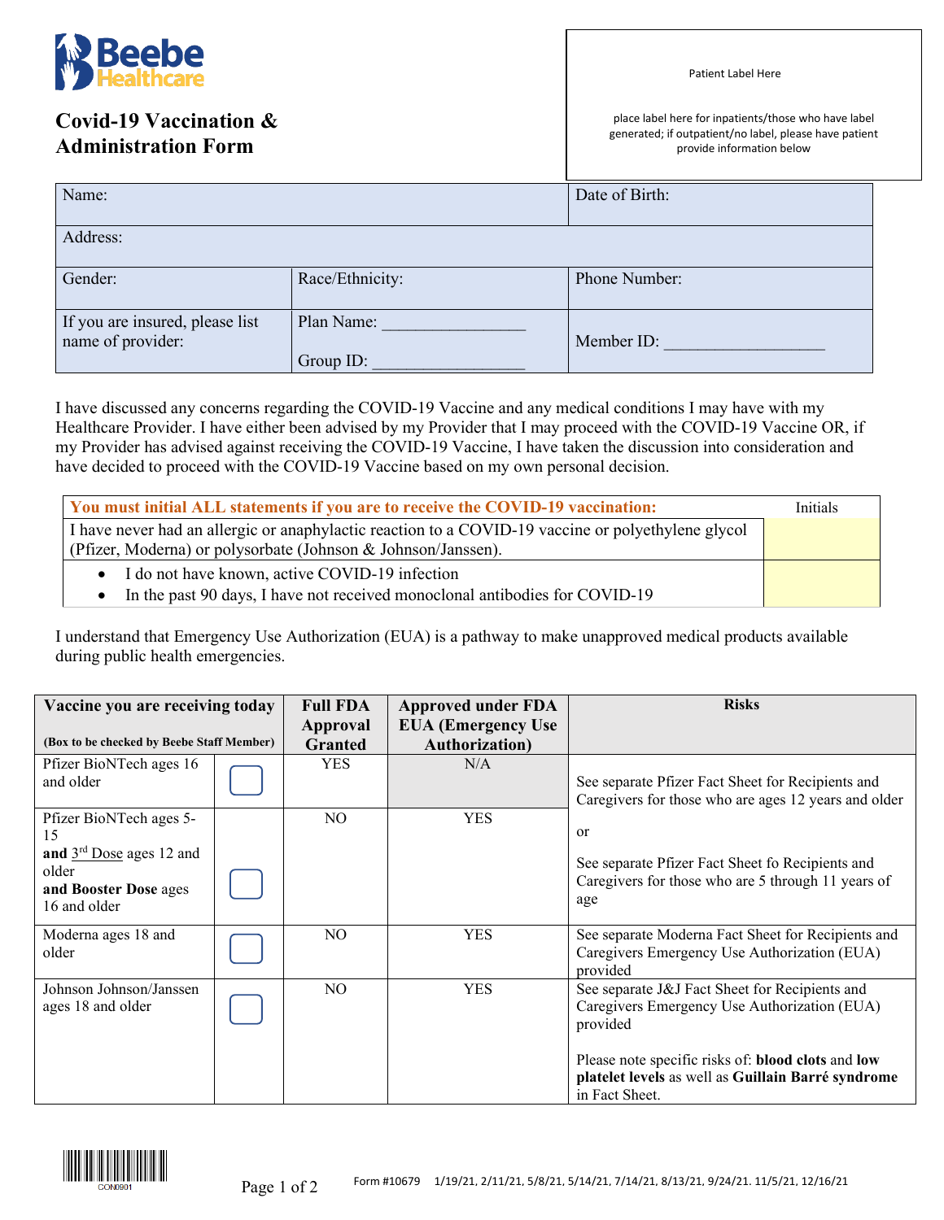Beebe Healthcare

# Covid-19 Vaccination & Administration Form

Patient Label Here

place label here for inpatients/those who have label generated; if outpatient/no label, please have patient provide information below

| Name: | | Date of Birth: |
|---|---|---|
| Address: | | |
| Gender: | Race/Ethnicity: | Phone Number: |
| If you are insured, please list name of provider: | Plan Name: _________________<br>Group ID: _________________ | Member ID: ___________________ |

I have discussed any concerns regarding the COVID-19 Vaccine and any medical conditions I may have with my Healthcare Provider. I have either been advised by my Provider that I may proceed with the COVID-19 Vaccine OR, if my Provider has advised against receiving the COVID-19 Vaccine, I have taken the discussion into consideration and have decided to proceed with the COVID-19 Vaccine based on my own personal decision.

| **You must initial ALL statements if you are to receive the COVID-19 vaccination:** | Initials |
|---|---|
| I have never had an allergic or anaphylactic reaction to a COVID-19 vaccine or polyethylene glycol (Pfizer, Moderna) or polysorbate (Johnson & Johnson/Janssen). | |
| • I do not have known, active COVID-19 infection<br>• In the past 90 days, I have not received monoclonal antibodies for COVID-19 | |

I understand that Emergency Use Authorization (EUA) is a pathway to make unapproved medical products available during public health emergencies.

| **Vaccine you are receiving today** (Box to be checked by Beebe Staff Member) | | **Full FDA Approval Granted** | **Approved under FDA EUA (Emergency Use Authorization)** | **Risks** |
|---|---|---|---|---|
| Pfizer BioNTech ages 16 and older | ☐ | YES | N/A | See separate Pfizer Fact Sheet for Recipients and Caregivers for those who are ages 12 years and older<br>or<br>See separate Pfizer Fact Sheet fo Recipients and Caregivers for those who are 5 through 11 years of age |
| Pfizer BioNTech ages 5-15 **and** 3rd Dose ages 12 and older **and Booster Dose** ages 16 and older | ☐ | NO | YES | |
| Moderna ages 18 and older | ☐ | NO | YES | See separate Moderna Fact Sheet for Recipients and Caregivers Emergency Use Authorization (EUA) provided |
| Johnson Johnson/Janssen ages 18 and older | ☐ | NO | YES | See separate J&J Fact Sheet for Recipients and Caregivers Emergency Use Authorization (EUA) provided<br>Please note specific risks of: **blood clots** and **low platelet levels** as well as **Guillain Barré syndrome** in Fact Sheet. |

CON0901

Form #10679 1/19/21, 2/11/21, 5/8/21, 5/14/21, 7/14/21, 8/13/21, 9/24/21. 11/5/21, 12/16/21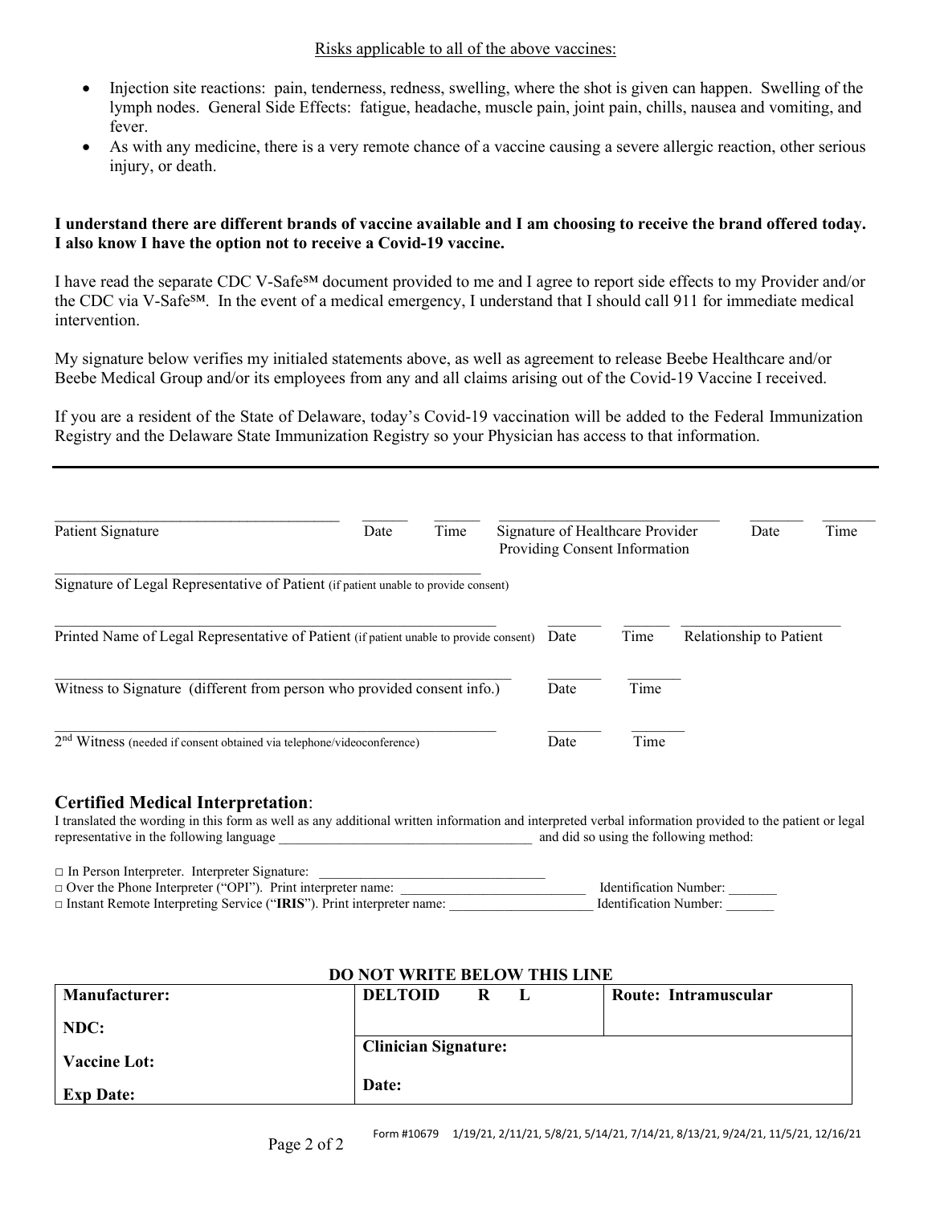Risks applicable to all of the above vaccines:

- Injection site reactions: pain, tenderness, redness, swelling, where the shot is given can happen. Swelling of the lymph nodes. General Side Effects: fatigue, headache, muscle pain, joint pain, chills, nausea and vomiting, and fever.
- As with any medicine, there is a very remote chance of a vaccine causing a severe allergic reaction, other serious injury, or death.

**I understand there are different brands of vaccine available and I am choosing to receive the brand offered today. I also know I have the option not to receive a Covid-19 vaccine.**

I have read the separate CDC V-Safe℠ document provided to me and I agree to report side effects to my Provider and/or the CDC via V-Safe℠. In the event of a medical emergency, I understand that I should call 911 for immediate medical intervention.

My signature below verifies my initialed statements above, as well as agreement to release Beebe Healthcare and/or Beebe Medical Group and/or its employees from any and all claims arising out of the Covid-19 Vaccine I received.

If you are a resident of the State of Delaware, today's Covid-19 vaccination will be added to the Federal Immunization Registry and the Delaware State Immunization Registry so your Physician has access to that information.

---

_________________________________ ______ ______ _____________________________ _______ _______
Patient Signature Date Time Signature of Healthcare Provider Providing Consent Information Date Time

_________________________________________________________
Signature of Legal Representative of Patient (if patient unable to provide consent)

_________________________________________________________ _______ ______ ____________________
Printed Name of Legal Representative of Patient (if patient unable to provide consent) Date Time Relationship to Patient

_________________________________________________________ _______ _______
Witness to Signature (different from person who provided consent info.) Date Time

_________________________________________________________ _______ _______
2nd Witness (needed if consent obtained via telephone/videoconference) Date Time

## Certified Medical Interpretation:

I translated the wording in this form as well as any additional written information and interpreted verbal information provided to the patient or legal representative in the following language ____________________________________ and did so using the following method:

□ In Person Interpreter. Interpreter Signature: _________________________________
□ Over the Phone Interpreter ("OPI"). Print interpreter name: __________________________ Identification Number: _______
□ Instant Remote Interpreting Service ("**IRIS**"). Print interpreter name: ____________________ Identification Number: _______

**DO NOT WRITE BELOW THIS LINE**

| | | |
|---|---|---|
| **Manufacturer:**<br><br>**NDC:**<br><br>**Vaccine Lot:**<br><br>**Exp Date:** | **DELTOID R L**<br><br>**Clinician Signature:**<br><br>**Date:** | **Route: Intramuscular** |

Form #10679 1/19/21, 2/11/21, 5/8/21, 5/14/21, 7/14/21, 8/13/21, 9/24/21, 11/5/21, 12/16/21